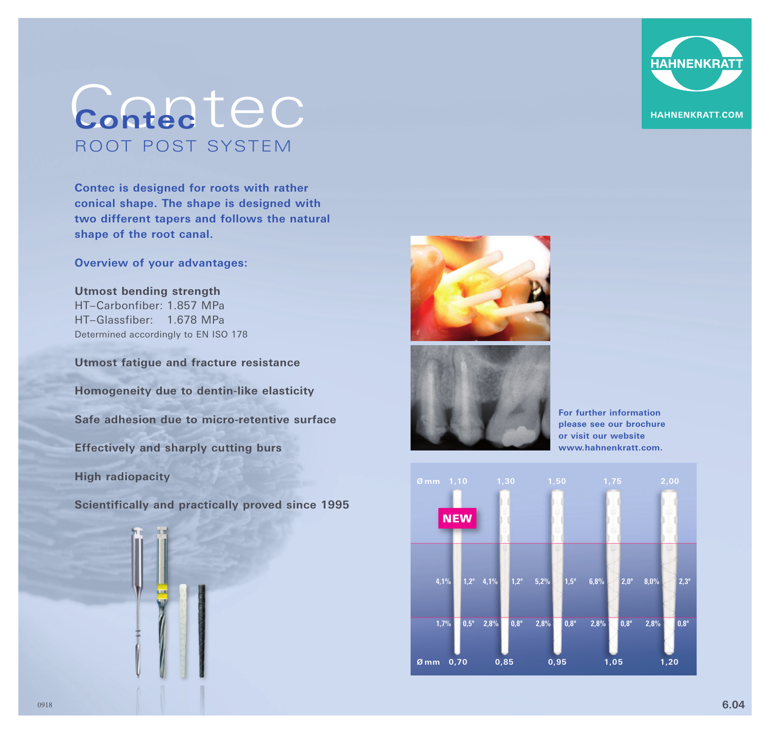# Contec

ROOT POST SYSTEM

HAHNENKRATT

HAHNENKRATT.COM

**Contec is designed for roots with rather conical shape. The shape is designed with two different tapers and follows the natural shape of the root canal.**

**Overview of your advantages:**

**Utmost bending strength**
HT–Carbonfiber: 1.857 MPa
HT–Glassfiber: 1.678 MPa
Determined accordingly to EN ISO 178

**Utmost fatigue and fracture resistance**

**Homogeneity due to dentin-like elasticity**

**Safe adhesion due to micro-retentive surface**

**Effectively and sharply cutting burs**

**High radiopacity**

**Scientifically and practically proved since 1995**

**For further information please see our brochure or visit our website www.hahnenkratt.com.**

| Ø mm | 1,10 (NEW) | 1,30 | 1,50 | 1,75 | 2,00 |
|---|---|---|---|---|---|
| Upper taper | 4,1% / 1,2° | 4,1% / 1,2° | 5,2% / 1,5° | 6,8% / 2,0° | 8,0% / 2,3° |
| Lower taper | 1,7% / 0,5° | 2,8% / 0,8° | 2,8% / 0,8° | 2,8% / 0,8° | 2,8% / 0,8° |
| Ø mm | 0,70 | 0,85 | 0,95 | 1,05 | 1,20 |

0918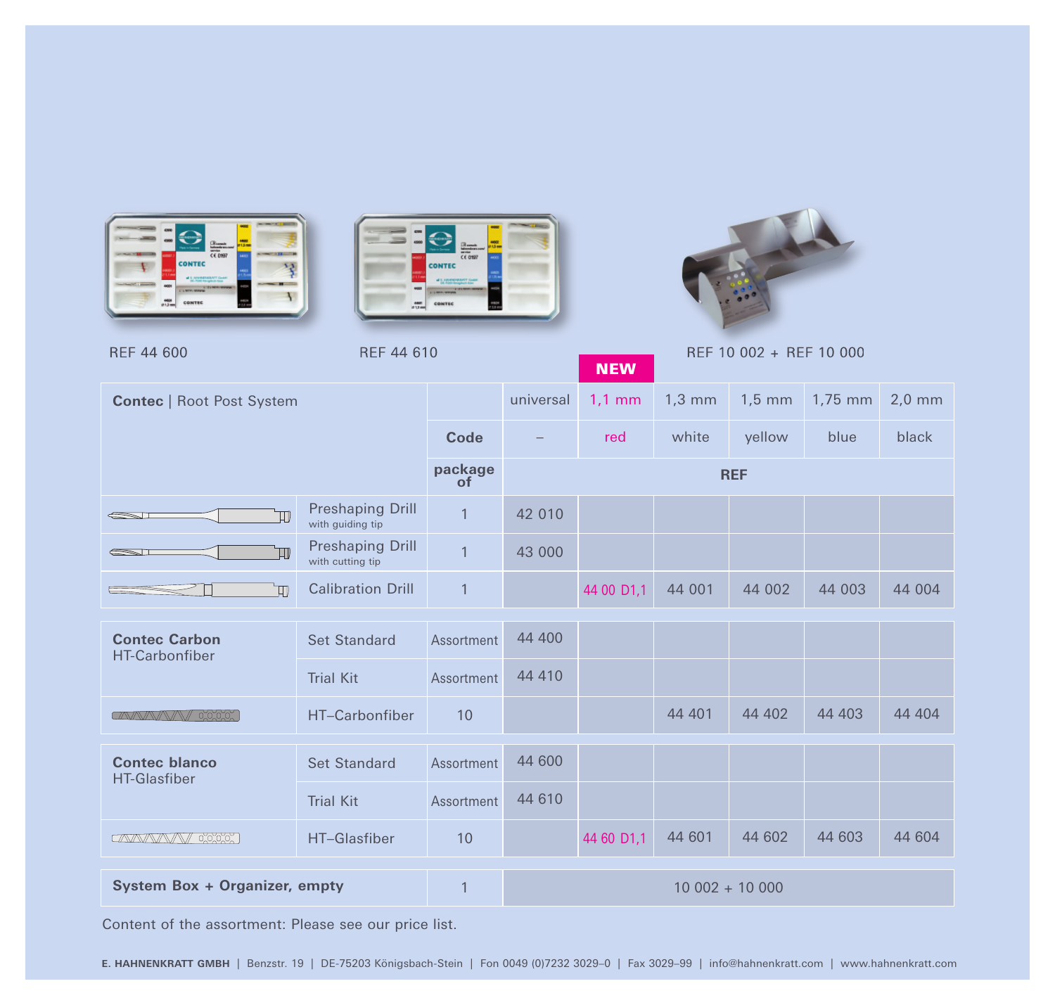REF 44 600

REF 44 610

REF 10 002 + REF 10 000

| **Contec** \| Root Post System | | | universal | NEW 1,1 mm | 1,3 mm | 1,5 mm | 1,75 mm | 2,0 mm |
|---|---|---|---|---|---|---|---|---|
| | | **Code** | – | red | white | yellow | blue | black |
| | | **package of** | **REF** | | | | | |
| | Preshaping Drill with guiding tip | 1 | 42 010 | | | | | |
| | Preshaping Drill with cutting tip | 1 | 43 000 | | | | | |
| | Calibration Drill | 1 | | 44 00 D1,1 | 44 001 | 44 002 | 44 003 | 44 004 |
| **Contec Carbon** HT-Carbonfiber | Set Standard | Assortment | 44 400 | | | | | |
| | Trial Kit | Assortment | 44 410 | | | | | |
| | HT–Carbonfiber | 10 | | | 44 401 | 44 402 | 44 403 | 44 404 |
| **Contec blanco** HT-Glasfiber | Set Standard | Assortment | 44 600 | | | | | |
| | Trial Kit | Assortment | 44 610 | | | | | |
| | HT–Glasfiber | 10 | | 44 60 D1,1 | 44 601 | 44 602 | 44 603 | 44 604 |
| **System Box + Organizer, empty** | | 1 | 10 002 + 10 000 | | | | | |

Content of the assortment: Please see our price list.

**E. HAHNENKRATT GMBH** | Benzstr. 19 | DE-75203 Königsbach-Stein | Fon 0049 (0)7232 3029–0 | Fax 3029–99 | info@hahnenkratt.com | www.hahnenkratt.com